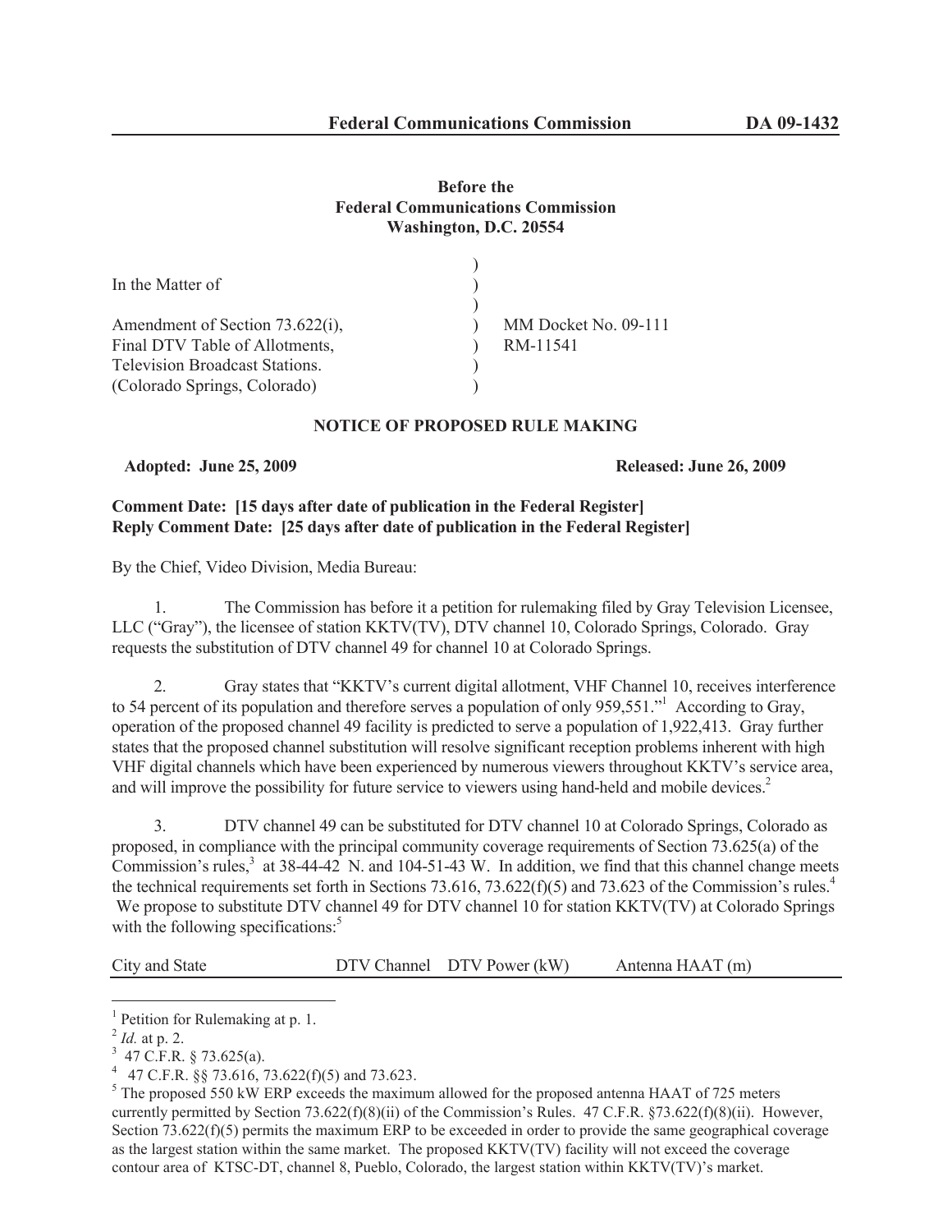**Before the**
**Federal Communications Commission**
**Washington, D.C. 20554**

| | | |
|---|---|---|
| In the Matter of | ) | |
| | ) | |
| Amendment of Section 73.622(i), | ) | MM Docket No. 09-111 |
| Final DTV Table of Allotments, | ) | RM-11541 |
| Television Broadcast Stations. | ) | |
| (Colorado Springs, Colorado) | ) | |

**NOTICE OF PROPOSED RULE MAKING**

**Adopted: June 25, 2009** **Released: June 26, 2009**

**Comment Date: [15 days after date of publication in the Federal Register]**
**Reply Comment Date: [25 days after date of publication in the Federal Register]**

By the Chief, Video Division, Media Bureau:

1. The Commission has before it a petition for rulemaking filed by Gray Television Licensee, LLC ("Gray"), the licensee of station KKTV(TV), DTV channel 10, Colorado Springs, Colorado. Gray requests the substitution of DTV channel 49 for channel 10 at Colorado Springs.

2. Gray states that "KKTV's current digital allotment, VHF Channel 10, receives interference to 54 percent of its population and therefore serves a population of only 959,551."[1] According to Gray, operation of the proposed channel 49 facility is predicted to serve a population of 1,922,413. Gray further states that the proposed channel substitution will resolve significant reception problems inherent with high VHF digital channels which have been experienced by numerous viewers throughout KKTV's service area, and will improve the possibility for future service to viewers using hand-held and mobile devices.[2]

3. DTV channel 49 can be substituted for DTV channel 10 at Colorado Springs, Colorado as proposed, in compliance with the principal community coverage requirements of Section 73.625(a) of the Commission's rules,[3] at 38-44-42 N. and 104-51-43 W. In addition, we find that this channel change meets the technical requirements set forth in Sections 73.616, 73.622(f)(5) and 73.623 of the Commission's rules.[4] We propose to substitute DTV channel 49 for DTV channel 10 for station KKTV(TV) at Colorado Springs with the following specifications:[5]

| City and State | DTV Channel | DTV Power (kW) | Antenna HAAT (m) |
|---|---|---|---|

[1] Petition for Rulemaking at p. 1.

[2] *Id.* at p. 2.

[3] 47 C.F.R. § 73.625(a).

[4] 47 C.F.R. §§ 73.616, 73.622(f)(5) and 73.623.

[5] The proposed 550 kW ERP exceeds the maximum allowed for the proposed antenna HAAT of 725 meters currently permitted by Section 73.622(f)(8)(ii) of the Commission's Rules. 47 C.F.R. §73.622(f)(8)(ii). However, Section 73.622(f)(5) permits the maximum ERP to be exceeded in order to provide the same geographical coverage as the largest station within the same market. The proposed KKTV(TV) facility will not exceed the coverage contour area of KTSC-DT, channel 8, Pueblo, Colorado, the largest station within KKTV(TV)'s market.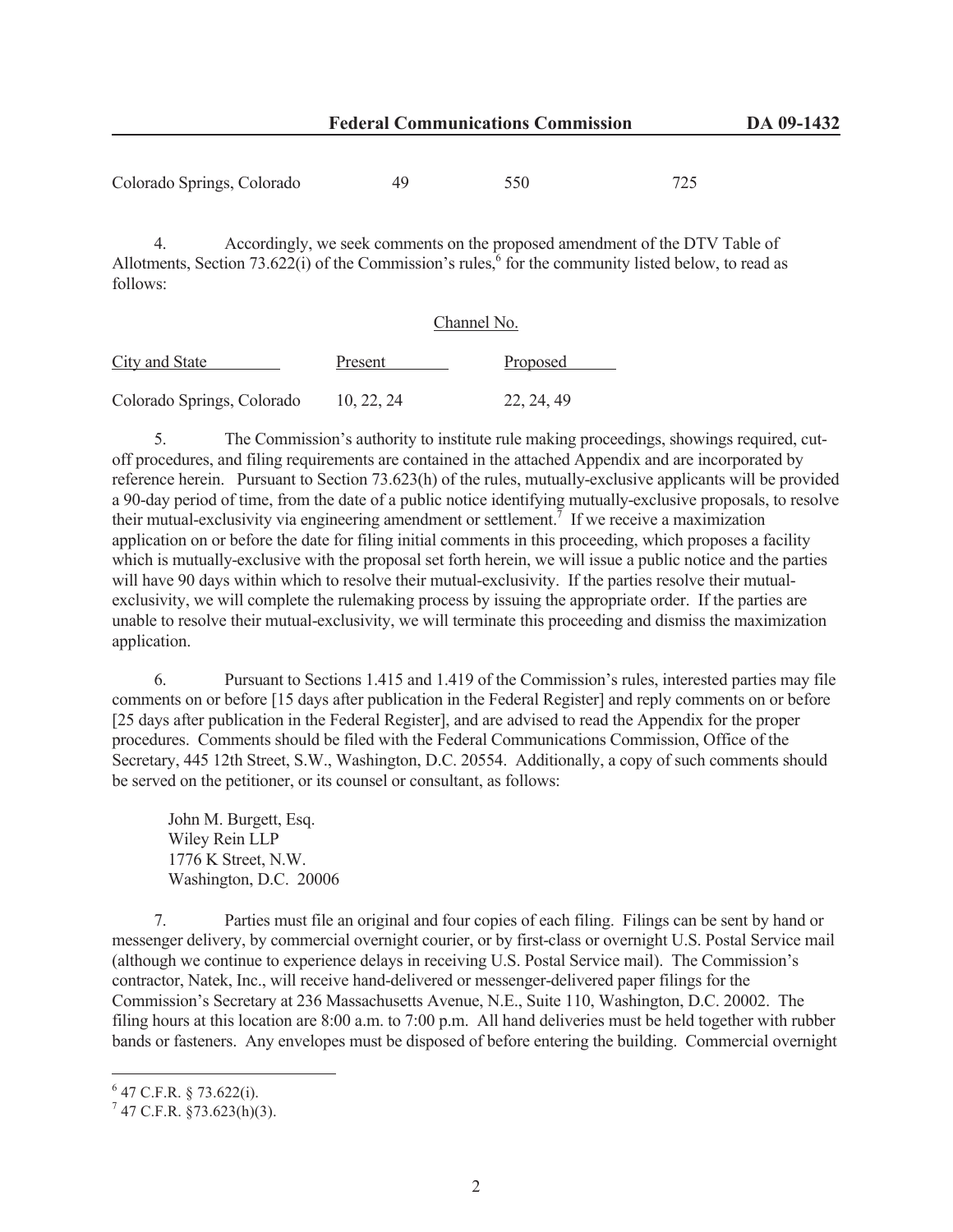| Colorado Springs, Colorado | 49 | 550 | 725 |
|---|---|---|---|

4. Accordingly, we seek comments on the proposed amendment of the DTV Table of Allotments, Section 73.622(i) of the Commission's rules,[6] for the community listed below, to read as follows:

| | Channel No. | |
|---|---|---|
| City and State | Present | Proposed |
| Colorado Springs, Colorado | 10, 22, 24 | 22, 24, 49 |

5. The Commission's authority to institute rule making proceedings, showings required, cut-off procedures, and filing requirements are contained in the attached Appendix and are incorporated by reference herein. Pursuant to Section 73.623(h) of the rules, mutually-exclusive applicants will be provided a 90-day period of time, from the date of a public notice identifying mutually-exclusive proposals, to resolve their mutual-exclusivity via engineering amendment or settlement.[7] If we receive a maximization application on or before the date for filing initial comments in this proceeding, which proposes a facility which is mutually-exclusive with the proposal set forth herein, we will issue a public notice and the parties will have 90 days within which to resolve their mutual-exclusivity. If the parties resolve their mutual-exclusivity, we will complete the rulemaking process by issuing the appropriate order. If the parties are unable to resolve their mutual-exclusivity, we will terminate this proceeding and dismiss the maximization application.

6. Pursuant to Sections 1.415 and 1.419 of the Commission's rules, interested parties may file comments on or before [15 days after publication in the Federal Register] and reply comments on or before [25 days after publication in the Federal Register], and are advised to read the Appendix for the proper procedures. Comments should be filed with the Federal Communications Commission, Office of the Secretary, 445 12th Street, S.W., Washington, D.C. 20554. Additionally, a copy of such comments should be served on the petitioner, or its counsel or consultant, as follows:

John M. Burgett, Esq.
Wiley Rein LLP
1776 K Street, N.W.
Washington, D.C. 20006

7. Parties must file an original and four copies of each filing. Filings can be sent by hand or messenger delivery, by commercial overnight courier, or by first-class or overnight U.S. Postal Service mail (although we continue to experience delays in receiving U.S. Postal Service mail). The Commission's contractor, Natek, Inc., will receive hand-delivered or messenger-delivered paper filings for the Commission's Secretary at 236 Massachusetts Avenue, N.E., Suite 110, Washington, D.C. 20002. The filing hours at this location are 8:00 a.m. to 7:00 p.m. All hand deliveries must be held together with rubber bands or fasteners. Any envelopes must be disposed of before entering the building. Commercial overnight

[6] 47 C.F.R. § 73.622(i).

[7] 47 C.F.R. §73.623(h)(3).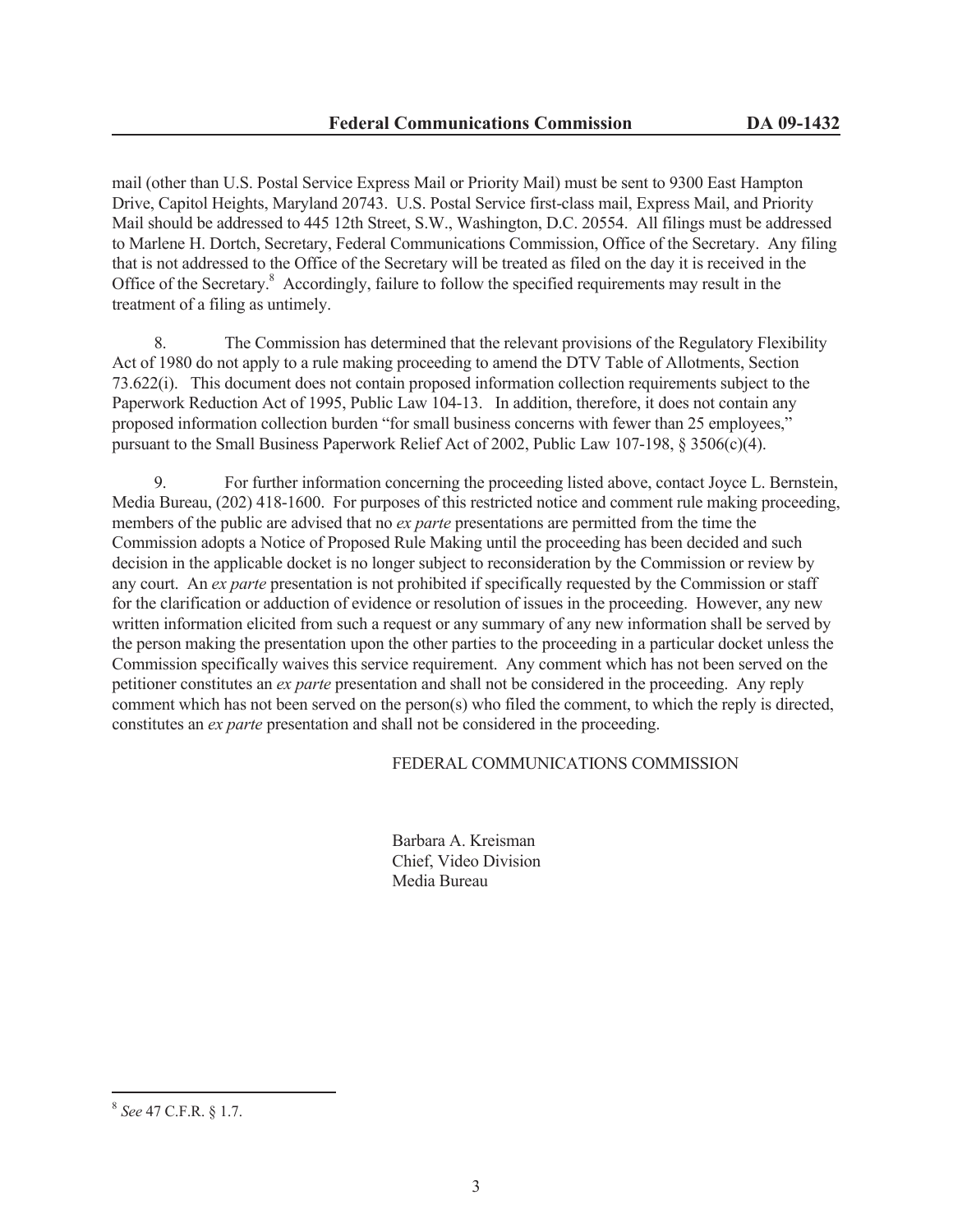mail (other than U.S. Postal Service Express Mail or Priority Mail) must be sent to 9300 East Hampton Drive, Capitol Heights, Maryland 20743. U.S. Postal Service first-class mail, Express Mail, and Priority Mail should be addressed to 445 12th Street, S.W., Washington, D.C. 20554. All filings must be addressed to Marlene H. Dortch, Secretary, Federal Communications Commission, Office of the Secretary. Any filing that is not addressed to the Office of the Secretary will be treated as filed on the day it is received in the Office of the Secretary.[8] Accordingly, failure to follow the specified requirements may result in the treatment of a filing as untimely.

8. The Commission has determined that the relevant provisions of the Regulatory Flexibility Act of 1980 do not apply to a rule making proceeding to amend the DTV Table of Allotments, Section 73.622(i). This document does not contain proposed information collection requirements subject to the Paperwork Reduction Act of 1995, Public Law 104-13. In addition, therefore, it does not contain any proposed information collection burden "for small business concerns with fewer than 25 employees," pursuant to the Small Business Paperwork Relief Act of 2002, Public Law 107-198, § 3506(c)(4).

9. For further information concerning the proceeding listed above, contact Joyce L. Bernstein, Media Bureau, (202) 418-1600. For purposes of this restricted notice and comment rule making proceeding, members of the public are advised that no *ex parte* presentations are permitted from the time the Commission adopts a Notice of Proposed Rule Making until the proceeding has been decided and such decision in the applicable docket is no longer subject to reconsideration by the Commission or review by any court. An *ex parte* presentation is not prohibited if specifically requested by the Commission or staff for the clarification or adduction of evidence or resolution of issues in the proceeding. However, any new written information elicited from such a request or any summary of any new information shall be served by the person making the presentation upon the other parties to the proceeding in a particular docket unless the Commission specifically waives this service requirement. Any comment which has not been served on the petitioner constitutes an *ex parte* presentation and shall not be considered in the proceeding. Any reply comment which has not been served on the person(s) who filed the comment, to which the reply is directed, constitutes an *ex parte* presentation and shall not be considered in the proceeding.

FEDERAL COMMUNICATIONS COMMISSION

Barbara A. Kreisman
Chief, Video Division
Media Bureau

---

[8] *See* 47 C.F.R. § 1.7.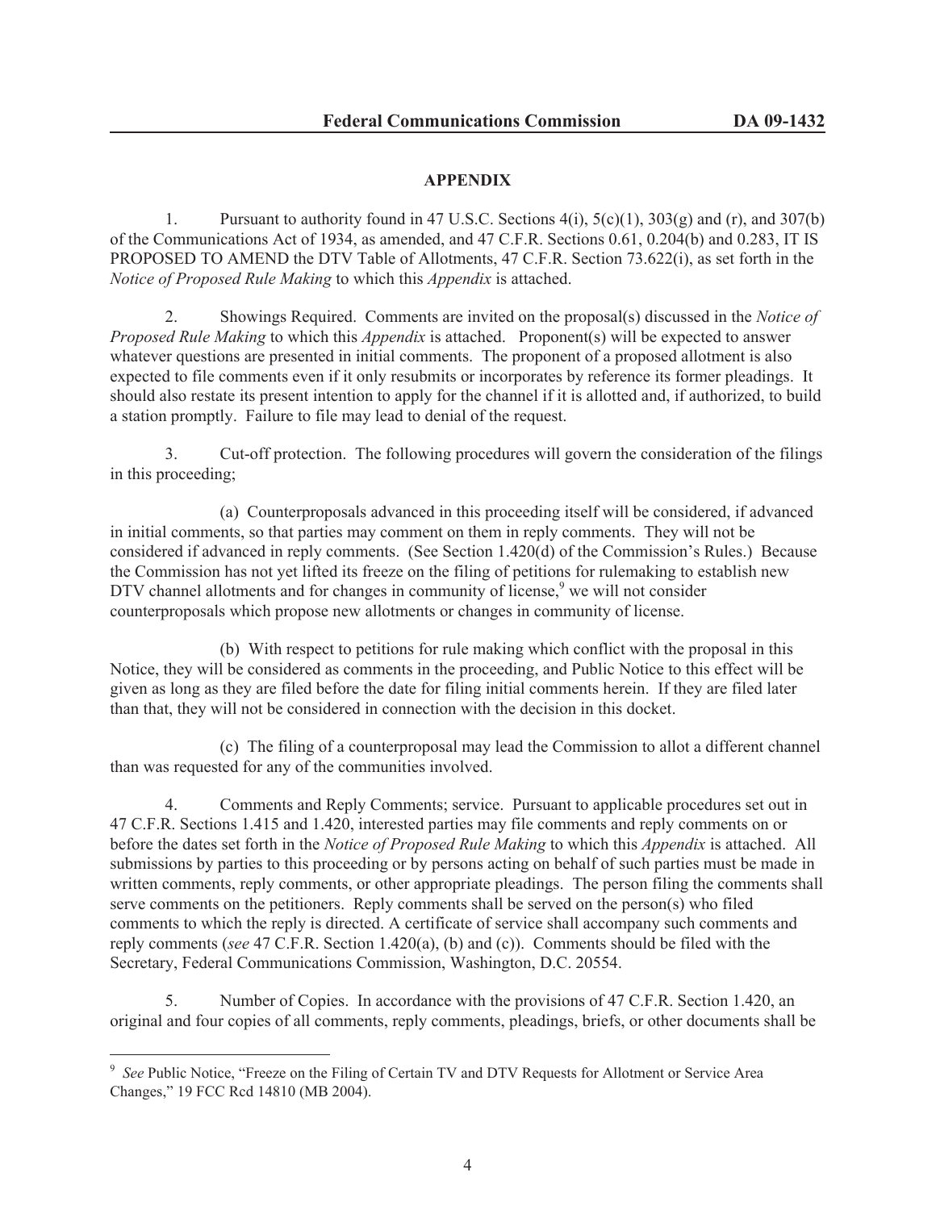## APPENDIX

1. Pursuant to authority found in 47 U.S.C. Sections 4(i), 5(c)(1), 303(g) and (r), and 307(b) of the Communications Act of 1934, as amended, and 47 C.F.R. Sections 0.61, 0.204(b) and 0.283, IT IS PROPOSED TO AMEND the DTV Table of Allotments, 47 C.F.R. Section 73.622(i), as set forth in the *Notice of Proposed Rule Making* to which this *Appendix* is attached.

2. Showings Required. Comments are invited on the proposal(s) discussed in the *Notice of Proposed Rule Making* to which this *Appendix* is attached. Proponent(s) will be expected to answer whatever questions are presented in initial comments. The proponent of a proposed allotment is also expected to file comments even if it only resubmits or incorporates by reference its former pleadings. It should also restate its present intention to apply for the channel if it is allotted and, if authorized, to build a station promptly. Failure to file may lead to denial of the request.

3. Cut-off protection. The following procedures will govern the consideration of the filings in this proceeding;

(a) Counterproposals advanced in this proceeding itself will be considered, if advanced in initial comments, so that parties may comment on them in reply comments. They will not be considered if advanced in reply comments. (See Section 1.420(d) of the Commission's Rules.) Because the Commission has not yet lifted its freeze on the filing of petitions for rulemaking to establish new DTV channel allotments and for changes in community of license,[9] we will not consider counterproposals which propose new allotments or changes in community of license.

(b) With respect to petitions for rule making which conflict with the proposal in this Notice, they will be considered as comments in the proceeding, and Public Notice to this effect will be given as long as they are filed before the date for filing initial comments herein. If they are filed later than that, they will not be considered in connection with the decision in this docket.

(c) The filing of a counterproposal may lead the Commission to allot a different channel than was requested for any of the communities involved.

4. Comments and Reply Comments; service. Pursuant to applicable procedures set out in 47 C.F.R. Sections 1.415 and 1.420, interested parties may file comments and reply comments on or before the dates set forth in the *Notice of Proposed Rule Making* to which this *Appendix* is attached. All submissions by parties to this proceeding or by persons acting on behalf of such parties must be made in written comments, reply comments, or other appropriate pleadings. The person filing the comments shall serve comments on the petitioners. Reply comments shall be served on the person(s) who filed comments to which the reply is directed. A certificate of service shall accompany such comments and reply comments (*see* 47 C.F.R. Section 1.420(a), (b) and (c)). Comments should be filed with the Secretary, Federal Communications Commission, Washington, D.C. 20554.

5. Number of Copies. In accordance with the provisions of 47 C.F.R. Section 1.420, an original and four copies of all comments, reply comments, pleadings, briefs, or other documents shall be

---

[9] *See* Public Notice, "Freeze on the Filing of Certain TV and DTV Requests for Allotment or Service Area Changes," 19 FCC Rcd 14810 (MB 2004).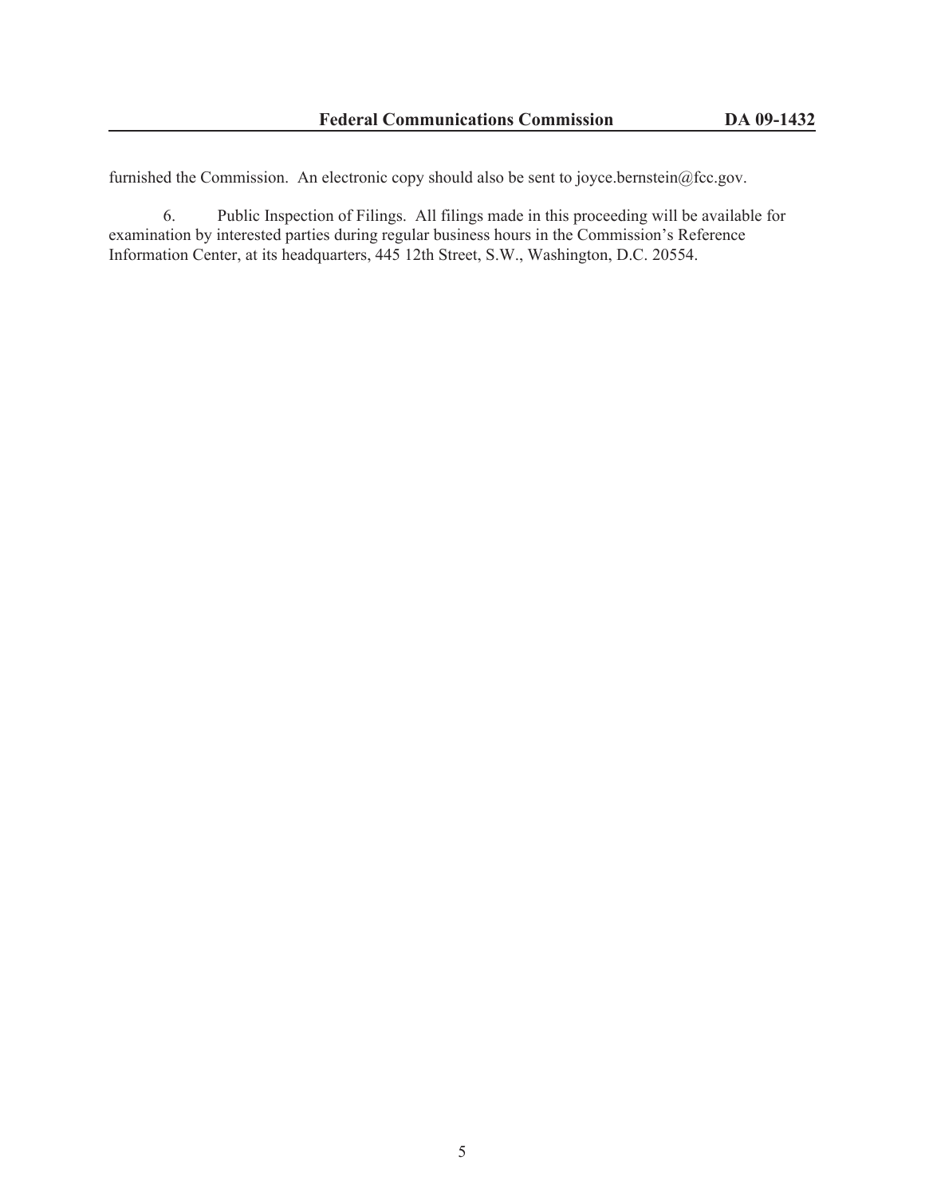furnished the Commission. An electronic copy should also be sent to joyce.bernstein@fcc.gov.

6. Public Inspection of Filings. All filings made in this proceeding will be available for examination by interested parties during regular business hours in the Commission's Reference Information Center, at its headquarters, 445 12th Street, S.W., Washington, D.C. 20554.